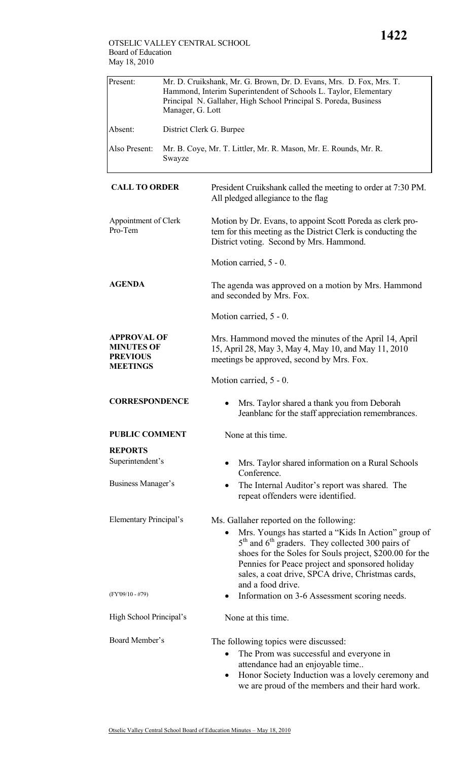OTSELIC VALLEY CENTRAL SCHOOL
Board of Education
May 18, 2010

| | |
|---|---|
| Present: | Mr. D. Cruikshank, Mr. G. Brown, Dr. D. Evans, Mrs. D. Fox, Mrs. T. Hammond, Interim Superintendent of Schools L. Taylor, Elementary Principal N. Gallaher, High School Principal S. Poreda, Business Manager, G. Lott |
| Absent: | District Clerk G. Burpee |
| Also Present: | Mr. B. Coye, Mr. T. Littler, Mr. R. Mason, Mr. E. Rounds, Mr. R. Swayze |

**CALL TO ORDER**

President Cruikshank called the meeting to order at 7:30 PM. All pledged allegiance to the flag

Appointment of Clerk Pro-Tem

Motion by Dr. Evans, to appoint Scott Poreda as clerk pro-tem for this meeting as the District Clerk is conducting the District voting. Second by Mrs. Hammond.

Motion carried, 5 - 0.

**AGENDA**

The agenda was approved on a motion by Mrs. Hammond and seconded by Mrs. Fox.

Motion carried, 5 - 0.

**APPROVAL OF MINUTES OF PREVIOUS MEETINGS**

Mrs. Hammond moved the minutes of the April 14, April 15, April 28, May 3, May 4, May 10, and May 11, 2010 meetings be approved, second by Mrs. Fox.

Motion carried, 5 - 0.

**CORRESPONDENCE**

- Mrs. Taylor shared a thank you from Deborah Jeanblanc for the staff appreciation remembrances.

**PUBLIC COMMENT**

None at this time.

**REPORTS**

Superintendent's

- Mrs. Taylor shared information on a Rural Schools Conference.

Business Manager's

- The Internal Auditor's report was shared. The repeat offenders were identified.

Elementary Principal's

Ms. Gallaher reported on the following:

- Mrs. Youngs has started a "Kids In Action" group of 5th and 6th graders. They collected 300 pairs of shoes for the Soles for Souls project, $200.00 for the Pennies for Peace project and sponsored holiday sales, a coat drive, SPCA drive, Christmas cards, and a food drive.

(FY'09/10 - #79)

- Information on 3-6 Assessment scoring needs.

High School Principal's

None at this time.

Board Member's

The following topics were discussed:

- The Prom was successful and everyone in attendance had an enjoyable time..
- Honor Society Induction was a lovely ceremony and we are proud of the members and their hard work.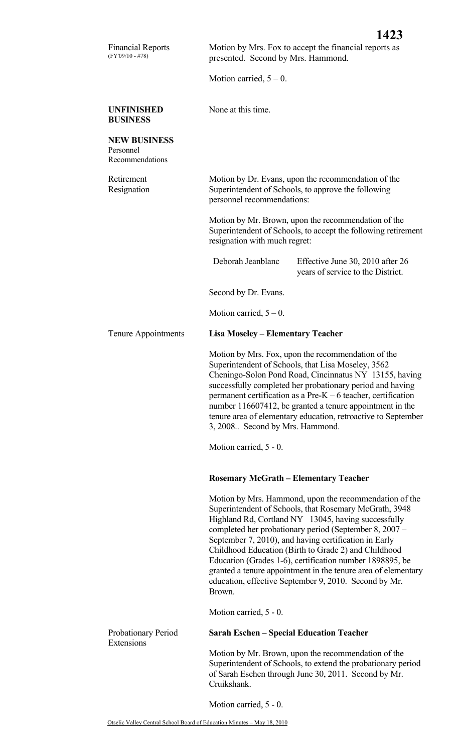Financial Reports
(FY'09/10 - #78)

Motion by Mrs. Fox to accept the financial reports as presented. Second by Mrs. Hammond.

Motion carried, 5 – 0.

**UNFINISHED BUSINESS**

None at this time.

**NEW BUSINESS**
Personnel Recommendations

Retirement Resignation

Motion by Dr. Evans, upon the recommendation of the Superintendent of Schools, to approve the following personnel recommendations:

Motion by Mr. Brown, upon the recommendation of the Superintendent of Schools, to accept the following retirement resignation with much regret:

| | |
|---|---|
| Deborah Jeanblanc | Effective June 30, 2010 after 26 years of service to the District. |

Second by Dr. Evans.

Motion carried, 5 – 0.

Tenure Appointments

**Lisa Moseley – Elementary Teacher**

Motion by Mrs. Fox, upon the recommendation of the Superintendent of Schools, that Lisa Moseley, 3562 Cheningo-Solon Pond Road, Cincinnatus NY 13155, having successfully completed her probationary period and having permanent certification as a Pre-K – 6 teacher, certification number 116607412, be granted a tenure appointment in the tenure area of elementary education, retroactive to September 3, 2008.. Second by Mrs. Hammond.

Motion carried, 5 - 0.

**Rosemary McGrath – Elementary Teacher**

Motion by Mrs. Hammond, upon the recommendation of the Superintendent of Schools, that Rosemary McGrath, 3948 Highland Rd, Cortland NY 13045, having successfully completed her probationary period (September 8, 2007 – September 7, 2010), and having certification in Early Childhood Education (Birth to Grade 2) and Childhood Education (Grades 1-6), certification number 1898895, be granted a tenure appointment in the tenure area of elementary education, effective September 9, 2010. Second by Mr. Brown.

Motion carried, 5 - 0.

Probationary Period Extensions

**Sarah Eschen – Special Education Teacher**

Motion by Mr. Brown, upon the recommendation of the Superintendent of Schools, to extend the probationary period of Sarah Eschen through June 30, 2011. Second by Mr. Cruikshank.

Motion carried, 5 - 0.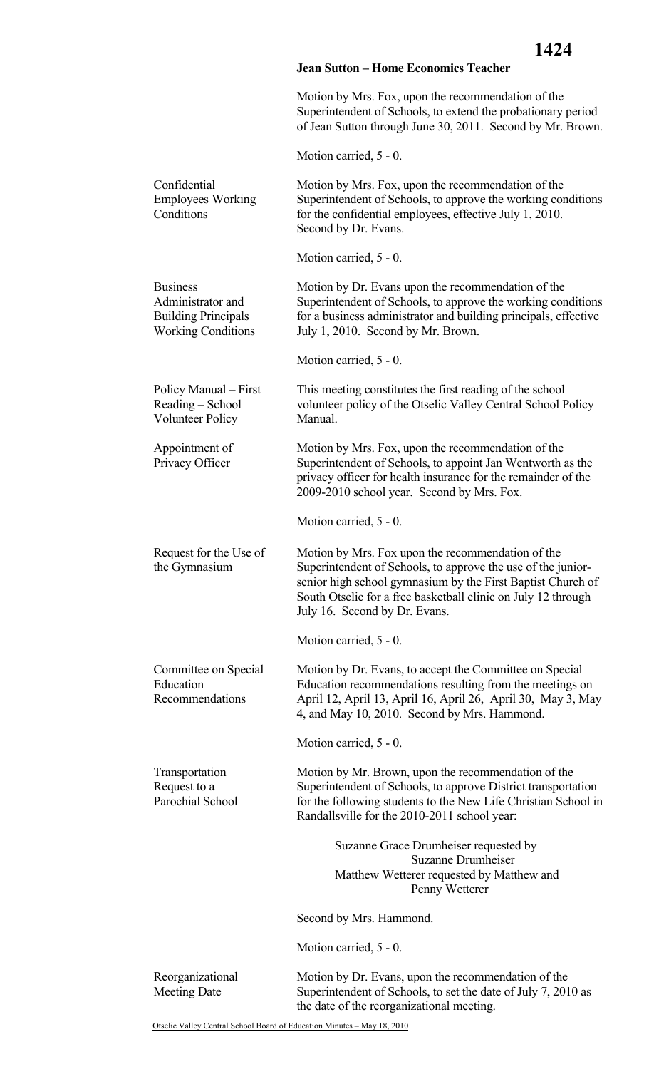**Jean Sutton – Home Economics Teacher**

Motion by Mrs. Fox, upon the recommendation of the Superintendent of Schools, to extend the probationary period of Jean Sutton through June 30, 2011. Second by Mr. Brown.

Motion carried, 5 - 0.

**Confidential Employees Working Conditions**

Motion by Mrs. Fox, upon the recommendation of the Superintendent of Schools, to approve the working conditions for the confidential employees, effective July 1, 2010. Second by Dr. Evans.

Motion carried, 5 - 0.

**Business Administrator and Building Principals Working Conditions**

Motion by Dr. Evans upon the recommendation of the Superintendent of Schools, to approve the working conditions for a business administrator and building principals, effective July 1, 2010. Second by Mr. Brown.

Motion carried, 5 - 0.

**Policy Manual – First Reading – School Volunteer Policy**

This meeting constitutes the first reading of the school volunteer policy of the Otselic Valley Central School Policy Manual.

**Appointment of Privacy Officer**

Motion by Mrs. Fox, upon the recommendation of the Superintendent of Schools, to appoint Jan Wentworth as the privacy officer for health insurance for the remainder of the 2009-2010 school year. Second by Mrs. Fox.

Motion carried, 5 - 0.

**Request for the Use of the Gymnasium**

Motion by Mrs. Fox upon the recommendation of the Superintendent of Schools, to approve the use of the junior-senior high school gymnasium by the First Baptist Church of South Otselic for a free basketball clinic on July 12 through July 16. Second by Dr. Evans.

Motion carried, 5 - 0.

**Committee on Special Education Recommendations**

Motion by Dr. Evans, to accept the Committee on Special Education recommendations resulting from the meetings on April 12, April 13, April 16, April 26, April 30, May 3, May 4, and May 10, 2010. Second by Mrs. Hammond.

Motion carried, 5 - 0.

**Transportation Request to a Parochial School**

Motion by Mr. Brown, upon the recommendation of the Superintendent of Schools, to approve District transportation for the following students to the New Life Christian School in Randallsville for the 2010-2011 school year:

Suzanne Grace Drumheiser requested by Suzanne Drumheiser
Matthew Wetterer requested by Matthew and Penny Wetterer

Second by Mrs. Hammond.

Motion carried, 5 - 0.

**Reorganizational Meeting Date**

Motion by Dr. Evans, upon the recommendation of the Superintendent of Schools, to set the date of July 7, 2010 as the date of the reorganizational meeting.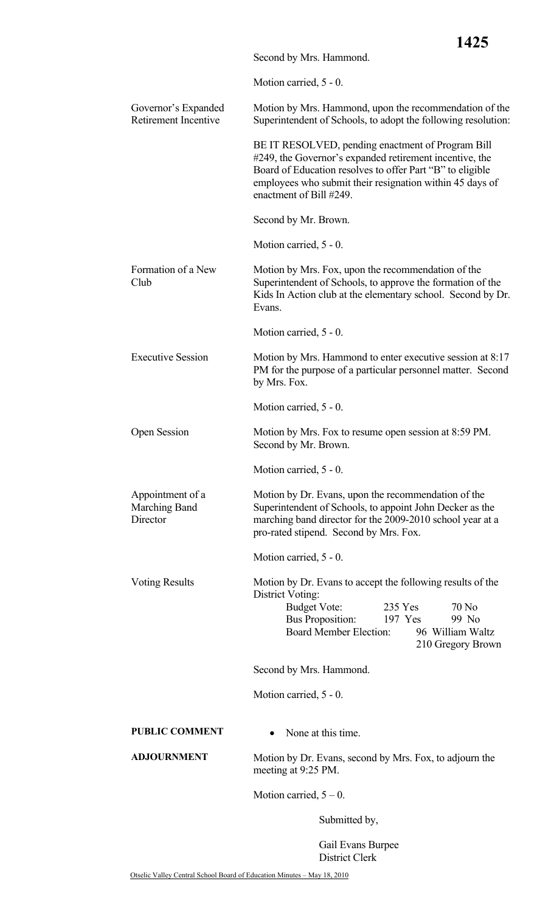Second by Mrs. Hammond.

Motion carried, 5 - 0.

**Governor's Expanded Retirement Incentive**

Motion by Mrs. Hammond, upon the recommendation of the Superintendent of Schools, to adopt the following resolution:

BE IT RESOLVED, pending enactment of Program Bill #249, the Governor's expanded retirement incentive, the Board of Education resolves to offer Part "B" to eligible employees who submit their resignation within 45 days of enactment of Bill #249.

Second by Mr. Brown.

Motion carried, 5 - 0.

**Formation of a New Club**

Motion by Mrs. Fox, upon the recommendation of the Superintendent of Schools, to approve the formation of the Kids In Action club at the elementary school. Second by Dr. Evans.

Motion carried, 5 - 0.

**Executive Session**

Motion by Mrs. Hammond to enter executive session at 8:17 PM for the purpose of a particular personnel matter. Second by Mrs. Fox.

Motion carried, 5 - 0.

**Open Session**

Motion by Mrs. Fox to resume open session at 8:59 PM. Second by Mr. Brown.

Motion carried, 5 - 0.

**Appointment of a Marching Band Director**

Motion by Dr. Evans, upon the recommendation of the Superintendent of Schools, to appoint John Decker as the marching band director for the 2009-2010 school year at a pro-rated stipend. Second by Mrs. Fox.

Motion carried, 5 - 0.

**Voting Results**

Motion by Dr. Evans to accept the following results of the District Voting:

| | | |
|---|---|---|
| Budget Vote: | 235 Yes | 70 No |
| Bus Proposition: | 197 Yes | 99 No |
| Board Member Election: | | 96 William Waltz<br>210 Gregory Brown |

Second by Mrs. Hammond.

Motion carried, 5 - 0.

**PUBLIC COMMENT**

- None at this time.

**ADJOURNMENT**

Motion by Dr. Evans, second by Mrs. Fox, to adjourn the meeting at 9:25 PM.

Motion carried, 5 – 0.

Submitted by,

Gail Evans Burpee
District Clerk